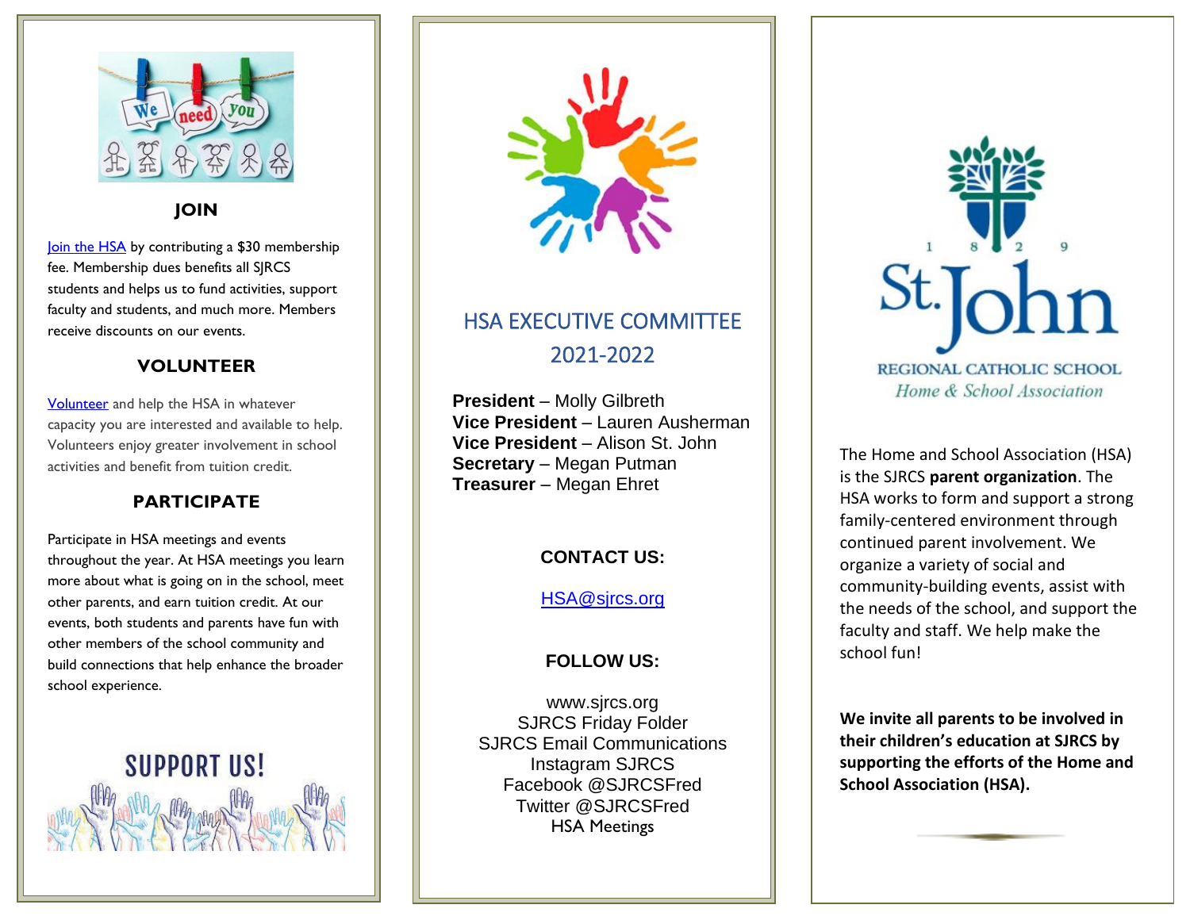## JOIN

Join the HSA by contributing a $30 membership fee. Membership dues benefits all SJRCS students and helps us to fund activities, support faculty and students, and much more. Members receive discounts on our events.

## VOLUNTEER

Volunteer and help the HSA in whatever capacity you are interested and available to help. Volunteers enjoy greater involvement in school activities and benefit from tuition credit.

## PARTICIPATE

Participate in HSA meetings and events throughout the year. At HSA meetings you learn more about what is going on in the school, meet other parents, and earn tuition credit. At our events, both students and parents have fun with other members of the school community and build connections that help enhance the broader school experience.

SUPPORT US!

## HSA EXECUTIVE COMMITTEE 2021-2022

**President** – Molly Gilbreth
**Vice President** – Lauren Ausherman
**Vice President** – Alison St. John
**Secretary** – Megan Putman
**Treasurer** – Megan Ehret

### CONTACT US:

HSA@sjrcs.org

### FOLLOW US:

www.sjrcs.org
SJRCS Friday Folder
SJRCS Email Communications
Instagram SJRCS
Facebook @SJRCSFred
Twitter @SJRCSFred
HSA Meetings

1829

# St. John

REGIONAL CATHOLIC SCHOOL

*Home & School Association*

The Home and School Association (HSA) is the SJRCS **parent organization**. The HSA works to form and support a strong family-centered environment through continued parent involvement. We organize a variety of social and community-building events, assist with the needs of the school, and support the faculty and staff. We help make the school fun!

**We invite all parents to be involved in their children's education at SJRCS by supporting the efforts of the Home and School Association (HSA).**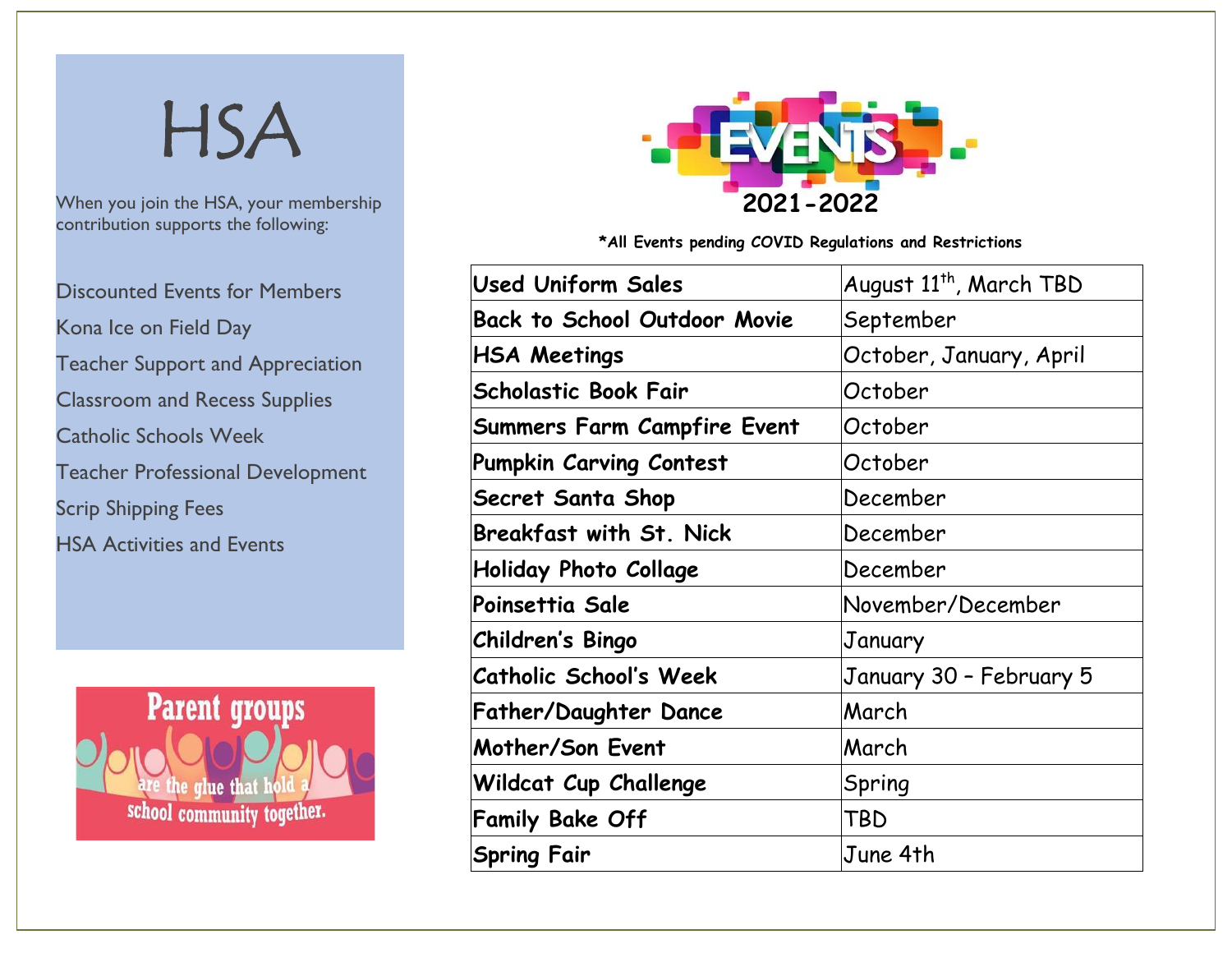# HSA

When you join the HSA, your membership contribution supports the following:

Discounted Events for Members

Kona Ice on Field Day

Teacher Support and Appreciation

Classroom and Recess Supplies

Catholic Schools Week

Teacher Professional Development

Scrip Shipping Fees

HSA Activities and Events

Parent groups are the glue that hold a school community together.

EVENTS

2021-2022

**\*All Events pending COVID Regulations and Restrictions**

| | |
|---|---|
| **Used Uniform Sales** | August 11th, March TBD |
| **Back to School Outdoor Movie** | September |
| **HSA Meetings** | October, January, April |
| **Scholastic Book Fair** | October |
| **Summers Farm Campfire Event** | October |
| **Pumpkin Carving Contest** | October |
| **Secret Santa Shop** | December |
| **Breakfast with St. Nick** | December |
| **Holiday Photo Collage** | December |
| **Poinsettia Sale** | November/December |
| **Children's Bingo** | January |
| **Catholic School's Week** | January 30 – February 5 |
| **Father/Daughter Dance** | March |
| **Mother/Son Event** | March |
| **Wildcat Cup Challenge** | Spring |
| **Family Bake Off** | TBD |
| **Spring Fair** | June 4th |